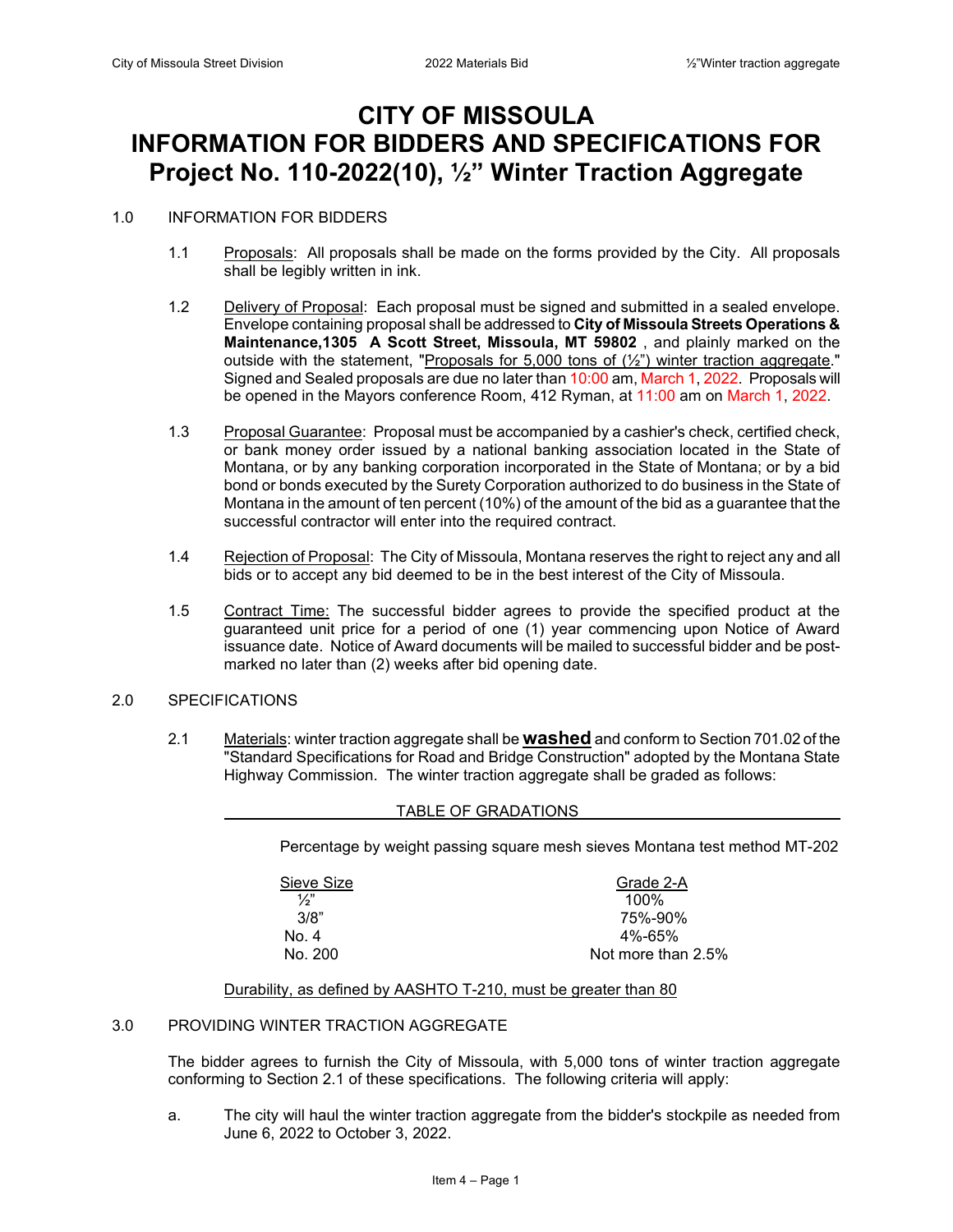# CITY OF MISSOULA
# INFORMATION FOR BIDDERS AND SPECIFICATIONS FOR
# Project No. 110-2022(10), ½" Winter Traction Aggregate

1.0 INFORMATION FOR BIDDERS

1.1 Proposals: All proposals shall be made on the forms provided by the City. All proposals shall be legibly written in ink.

1.2 Delivery of Proposal: Each proposal must be signed and submitted in a sealed envelope. Envelope containing proposal shall be addressed to **City of Missoula Streets Operations & Maintenance,1305 A Scott Street, Missoula, MT 59802** , and plainly marked on the outside with the statement, "Proposals for 5,000 tons of (½") winter traction aggregate." Signed and Sealed proposals are due no later than 10:00 am, March 1, 2022. Proposals will be opened in the Mayors conference Room, 412 Ryman, at 11:00 am on March 1, 2022.

1.3 Proposal Guarantee: Proposal must be accompanied by a cashier's check, certified check, or bank money order issued by a national banking association located in the State of Montana, or by any banking corporation incorporated in the State of Montana; or by a bid bond or bonds executed by the Surety Corporation authorized to do business in the State of Montana in the amount of ten percent (10%) of the amount of the bid as a guarantee that the successful contractor will enter into the required contract.

1.4 Rejection of Proposal: The City of Missoula, Montana reserves the right to reject any and all bids or to accept any bid deemed to be in the best interest of the City of Missoula.

1.5 Contract Time: The successful bidder agrees to provide the specified product at the guaranteed unit price for a period of one (1) year commencing upon Notice of Award issuance date. Notice of Award documents will be mailed to successful bidder and be post-marked no later than (2) weeks after bid opening date.

2.0 SPECIFICATIONS

2.1 Materials: winter traction aggregate shall be **washed** and conform to Section 701.02 of the "Standard Specifications for Road and Bridge Construction" adopted by the Montana State Highway Commission. The winter traction aggregate shall be graded as follows:

TABLE OF GRADATIONS

Percentage by weight passing square mesh sieves Montana test method MT-202

| Sieve Size | Grade 2-A |
|---|---|
| ½" | 100% |
| 3/8" | 75%-90% |
| No. 4 | 4%-65% |
| No. 200 | Not more than 2.5% |

Durability, as defined by AASHTO T-210, must be greater than 80

3.0 PROVIDING WINTER TRACTION AGGREGATE

The bidder agrees to furnish the City of Missoula, with 5,000 tons of winter traction aggregate conforming to Section 2.1 of these specifications. The following criteria will apply:

a. The city will haul the winter traction aggregate from the bidder's stockpile as needed from June 6, 2022 to October 3, 2022.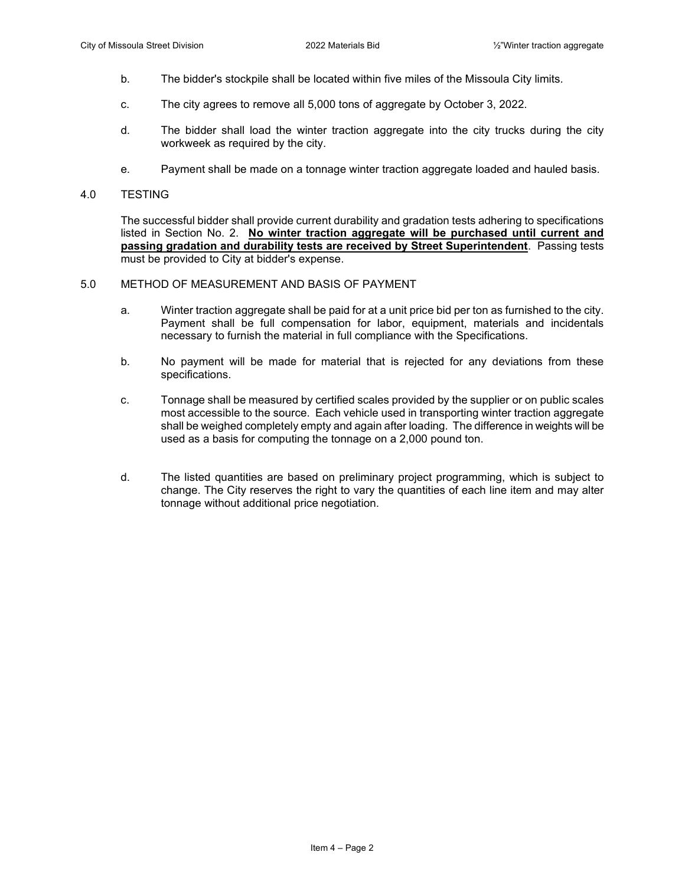b. The bidder's stockpile shall be located within five miles of the Missoula City limits.

c. The city agrees to remove all 5,000 tons of aggregate by October 3, 2022.

d. The bidder shall load the winter traction aggregate into the city trucks during the city workweek as required by the city.

e. Payment shall be made on a tonnage winter traction aggregate loaded and hauled basis.

## 4.0 TESTING

The successful bidder shall provide current durability and gradation tests adhering to specifications listed in Section No. 2. **No winter traction aggregate will be purchased until current and passing gradation and durability tests are received by Street Superintendent**. Passing tests must be provided to City at bidder's expense.

## 5.0 METHOD OF MEASUREMENT AND BASIS OF PAYMENT

a. Winter traction aggregate shall be paid for at a unit price bid per ton as furnished to the city. Payment shall be full compensation for labor, equipment, materials and incidentals necessary to furnish the material in full compliance with the Specifications.

b. No payment will be made for material that is rejected for any deviations from these specifications.

c. Tonnage shall be measured by certified scales provided by the supplier or on public scales most accessible to the source. Each vehicle used in transporting winter traction aggregate shall be weighed completely empty and again after loading. The difference in weights will be used as a basis for computing the tonnage on a 2,000 pound ton.

d. The listed quantities are based on preliminary project programming, which is subject to change. The City reserves the right to vary the quantities of each line item and may alter tonnage without additional price negotiation.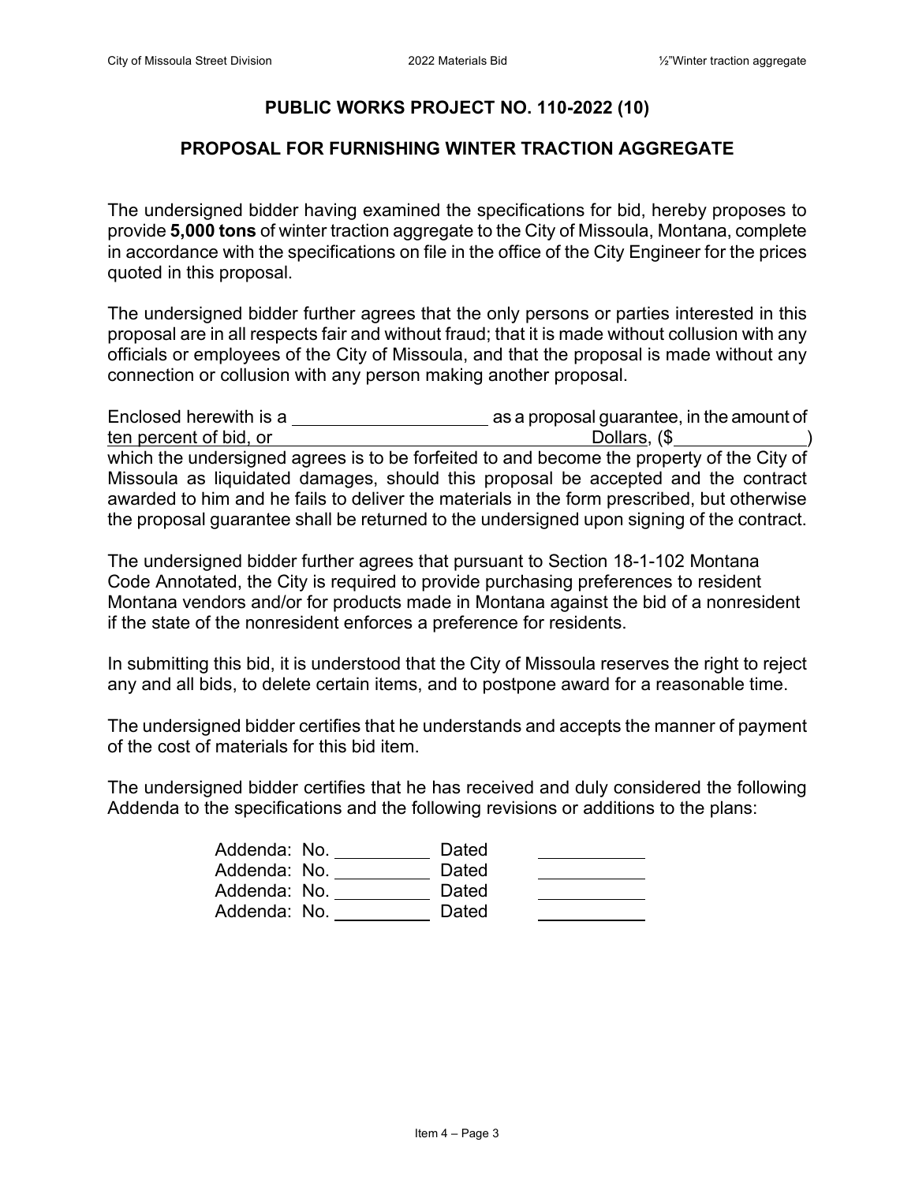## PUBLIC WORKS PROJECT NO. 110-2022 (10)

## PROPOSAL FOR FURNISHING WINTER TRACTION AGGREGATE

The undersigned bidder having examined the specifications for bid, hereby proposes to provide **5,000 tons** of winter traction aggregate to the City of Missoula, Montana, complete in accordance with the specifications on file in the office of the City Engineer for the prices quoted in this proposal.

The undersigned bidder further agrees that the only persons or parties interested in this proposal are in all respects fair and without fraud; that it is made without collusion with any officials or employees of the City of Missoula, and that the proposal is made without any connection or collusion with any person making another proposal.

Enclosed herewith is a ____________________ as a proposal guarantee, in the amount of ten percent of bid, or ________________________________ Dollars, ($_____________) which the undersigned agrees is to be forfeited to and become the property of the City of Missoula as liquidated damages, should this proposal be accepted and the contract awarded to him and he fails to deliver the materials in the form prescribed, but otherwise the proposal guarantee shall be returned to the undersigned upon signing of the contract.

The undersigned bidder further agrees that pursuant to Section 18-1-102 Montana Code Annotated, the City is required to provide purchasing preferences to resident Montana vendors and/or for products made in Montana against the bid of a nonresident if the state of the nonresident enforces a preference for residents.

In submitting this bid, it is understood that the City of Missoula reserves the right to reject any and all bids, to delete certain items, and to postpone award for a reasonable time.

The undersigned bidder certifies that he understands and accepts the manner of payment of the cost of materials for this bid item.

The undersigned bidder certifies that he has received and duly considered the following Addenda to the specifications and the following revisions or additions to the plans:

Addenda: No. __________ Dated ___________
Addenda: No. __________ Dated ___________
Addenda: No. __________ Dated ___________
Addenda: No. __________ Dated ___________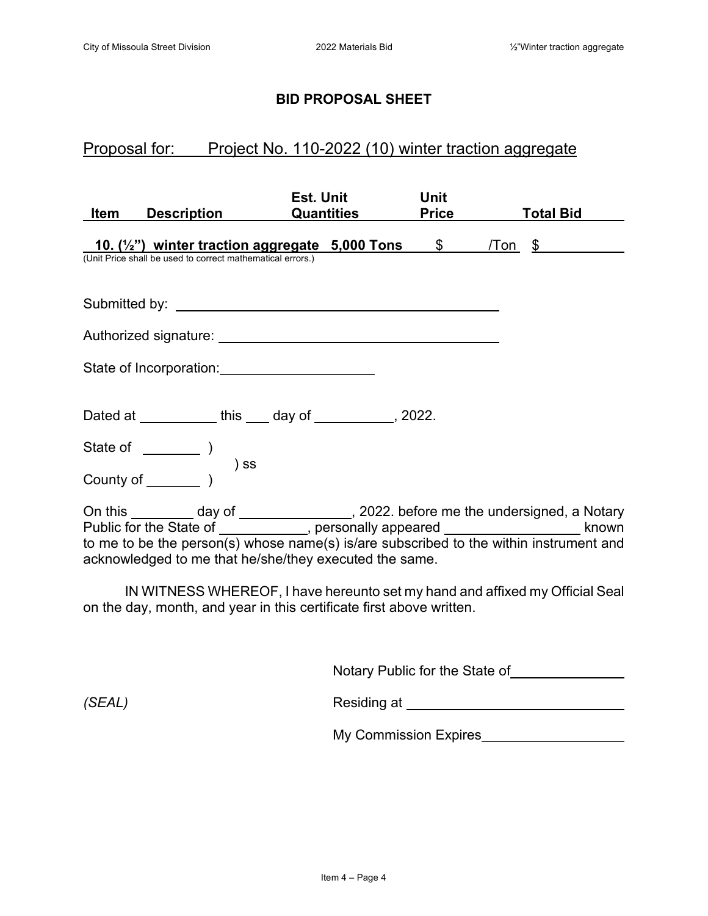## BID PROPOSAL SHEET

Proposal for: Project No. 110-2022 (10) winter traction aggregate

| Item | Description | Est. Unit Quantities | Unit Price | Total Bid |
|---|---|---|---|---|
| **10.** | **(½") winter traction aggregate** | **5,000 Tons** | $ /Ton | $ |

(Unit Price shall be used to correct mathematical errors.)

Submitted by: \_\_\_\_\_\_\_\_\_\_\_\_\_\_\_\_\_\_\_\_\_\_\_\_\_\_\_\_\_\_\_\_\_\_\_\_

Authorized signature: \_\_\_\_\_\_\_\_\_\_\_\_\_\_\_\_\_\_\_\_\_\_\_\_\_\_\_\_\_\_\_\_\_\_\_\_

State of Incorporation: \_\_\_\_\_\_\_\_\_\_\_\_\_\_\_\_\_\_\_\_

Dated at \_\_\_\_\_\_\_\_\_\_ this \_\_\_ day of \_\_\_\_\_\_\_\_\_\_, 2022.

State of \_\_\_\_\_\_\_\_ )
) ss
County of \_\_\_\_\_\_\_ )

On this \_\_\_\_\_\_\_\_ day of \_\_\_\_\_\_\_\_\_\_\_\_\_\_\_, 2022. before me the undersigned, a Notary Public for the State of \_\_\_\_\_\_\_\_\_\_\_\_, personally appeared \_\_\_\_\_\_\_\_\_\_\_\_\_\_\_\_\_\_ known to me to be the person(s) whose name(s) is/are subscribed to the within instrument and acknowledged to me that he/she/they executed the same.

IN WITNESS WHEREOF, I have hereunto set my hand and affixed my Official Seal on the day, month, and year in this certificate first above written.

Notary Public for the State of \_\_\_\_\_\_\_\_\_\_\_\_\_\_\_

*(SEAL)* Residing at \_\_\_\_\_\_\_\_\_\_\_\_\_\_\_\_\_\_\_\_\_\_\_\_\_\_\_\_\_

My Commission Expires \_\_\_\_\_\_\_\_\_\_\_\_\_\_\_\_\_\_\_